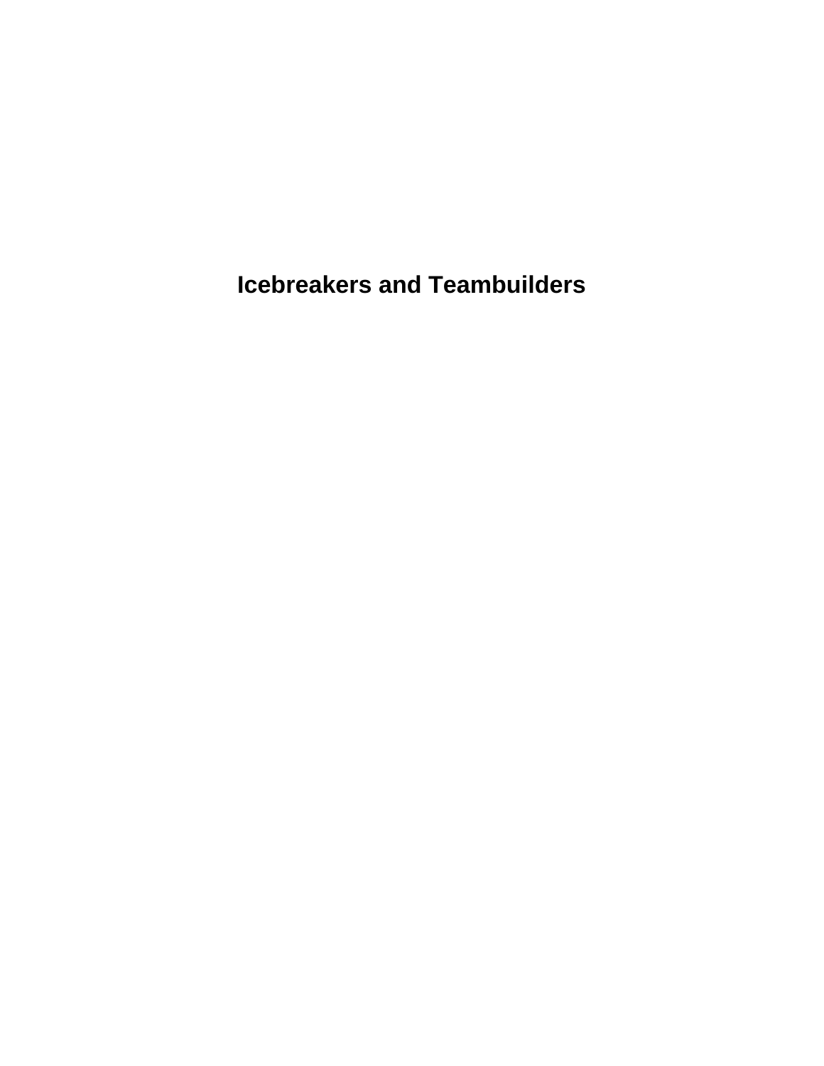# Icebreakers and Teambuilders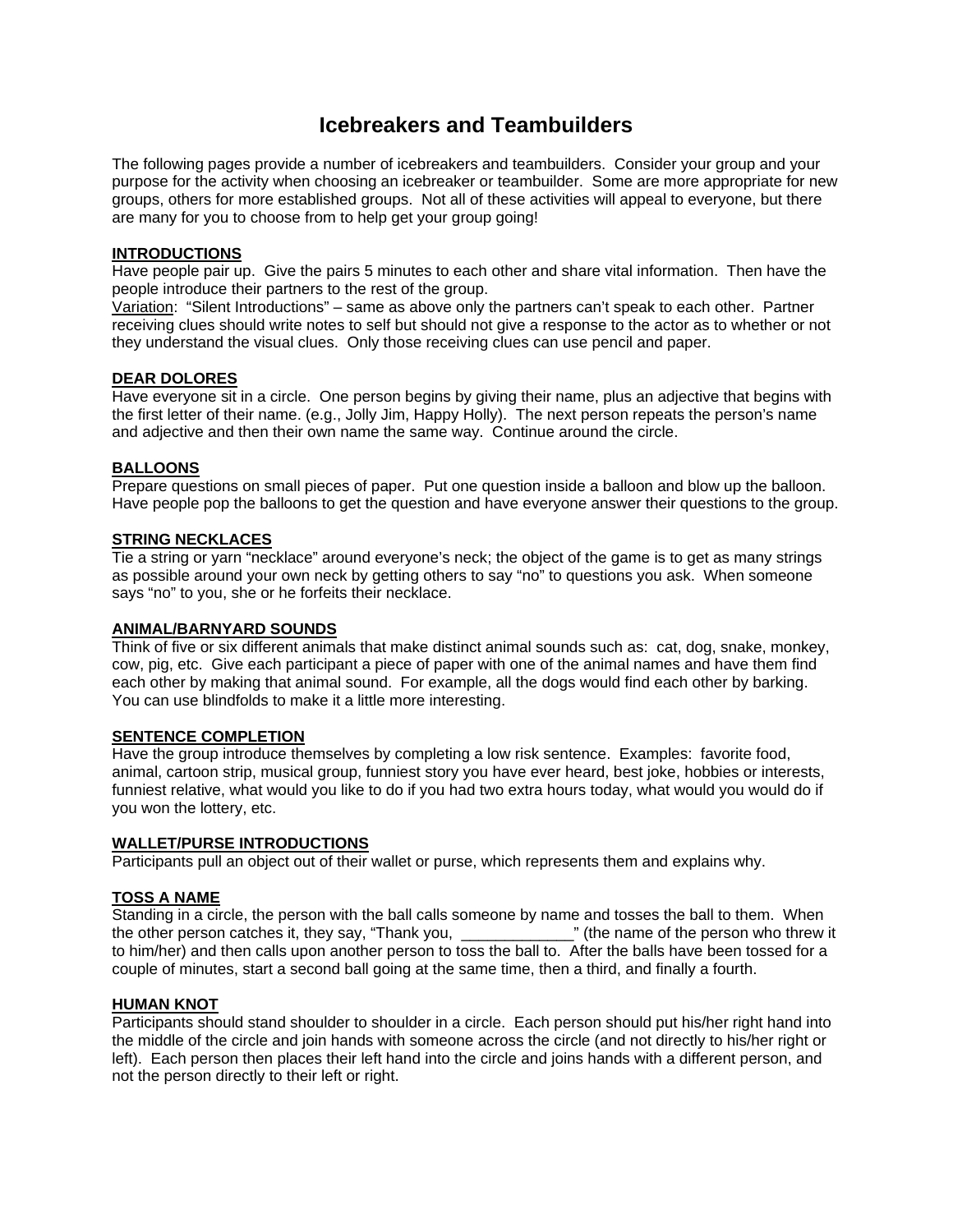# Icebreakers and Teambuilders

The following pages provide a number of icebreakers and teambuilders. Consider your group and your purpose for the activity when choosing an icebreaker or teambuilder. Some are more appropriate for new groups, others for more established groups. Not all of these activities will appeal to everyone, but there are many for you to choose from to help get your group going!

**INTRODUCTIONS**
Have people pair up. Give the pairs 5 minutes to each other and share vital information. Then have the people introduce their partners to the rest of the group.
Variation: "Silent Introductions" – same as above only the partners can't speak to each other. Partner receiving clues should write notes to self but should not give a response to the actor as to whether or not they understand the visual clues. Only those receiving clues can use pencil and paper.

**DEAR DOLORES**
Have everyone sit in a circle. One person begins by giving their name, plus an adjective that begins with the first letter of their name. (e.g., Jolly Jim, Happy Holly). The next person repeats the person's name and adjective and then their own name the same way. Continue around the circle.

**BALLOONS**
Prepare questions on small pieces of paper. Put one question inside a balloon and blow up the balloon. Have people pop the balloons to get the question and have everyone answer their questions to the group.

**STRING NECKLACES**
Tie a string or yarn "necklace" around everyone's neck; the object of the game is to get as many strings as possible around your own neck by getting others to say "no" to questions you ask. When someone says "no" to you, she or he forfeits their necklace.

**ANIMAL/BARNYARD SOUNDS**
Think of five or six different animals that make distinct animal sounds such as: cat, dog, snake, monkey, cow, pig, etc. Give each participant a piece of paper with one of the animal names and have them find each other by making that animal sound. For example, all the dogs would find each other by barking. You can use blindfolds to make it a little more interesting.

**SENTENCE COMPLETION**
Have the group introduce themselves by completing a low risk sentence. Examples: favorite food, animal, cartoon strip, musical group, funniest story you have ever heard, best joke, hobbies or interests, funniest relative, what would you like to do if you had two extra hours today, what would you would do if you won the lottery, etc.

**WALLET/PURSE INTRODUCTIONS**
Participants pull an object out of their wallet or purse, which represents them and explains why.

**TOSS A NAME**
Standing in a circle, the person with the ball calls someone by name and tosses the ball to them. When the other person catches it, they say, "Thank you, _____________" (the name of the person who threw it to him/her) and then calls upon another person to toss the ball to. After the balls have been tossed for a couple of minutes, start a second ball going at the same time, then a third, and finally a fourth.

**HUMAN KNOT**
Participants should stand shoulder to shoulder in a circle. Each person should put his/her right hand into the middle of the circle and join hands with someone across the circle (and not directly to his/her right or left). Each person then places their left hand into the circle and joins hands with a different person, and not the person directly to their left or right.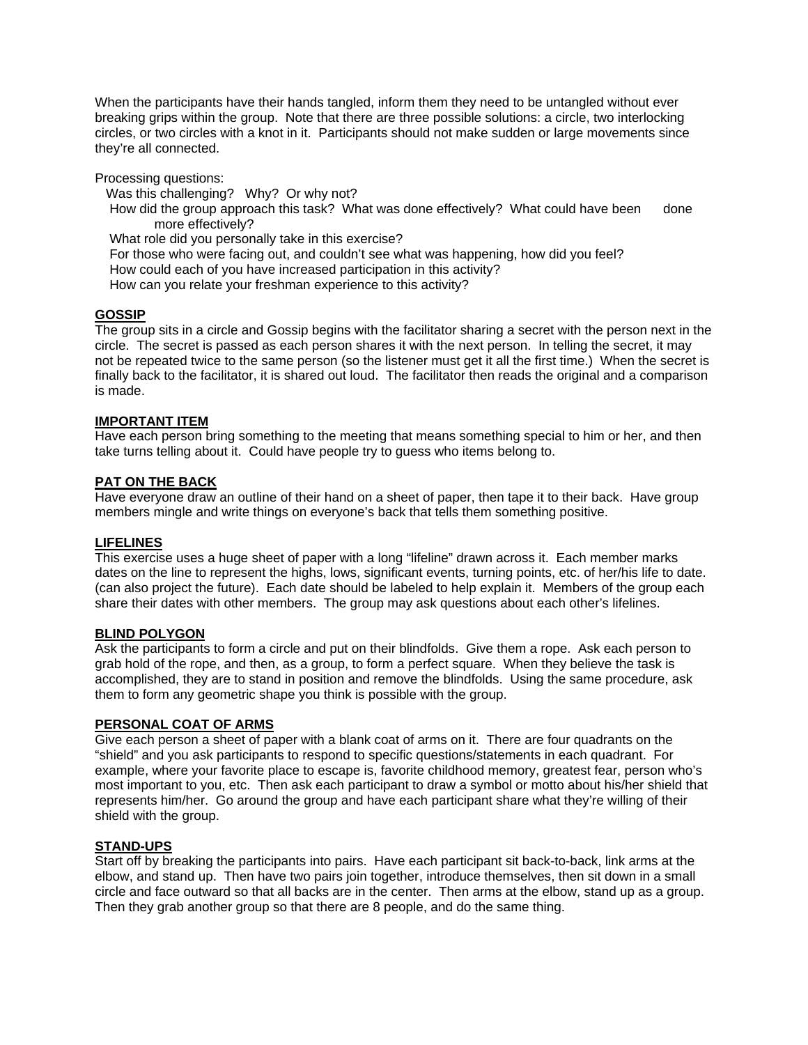When the participants have their hands tangled, inform them they need to be untangled without ever breaking grips within the group. Note that there are three possible solutions: a circle, two interlocking circles, or two circles with a knot in it. Participants should not make sudden or large movements since they're all connected.

Processing questions:

- Was this challenging? Why? Or why not?
- How did the group approach this task? What was done effectively? What could have been done more effectively?
- What role did you personally take in this exercise?
- For those who were facing out, and couldn't see what was happening, how did you feel?
- How could each of you have increased participation in this activity?
- How can you relate your freshman experience to this activity?

**GOSSIP**

The group sits in a circle and Gossip begins with the facilitator sharing a secret with the person next in the circle. The secret is passed as each person shares it with the next person. In telling the secret, it may not be repeated twice to the same person (so the listener must get it all the first time.) When the secret is finally back to the facilitator, it is shared out loud. The facilitator then reads the original and a comparison is made.

**IMPORTANT ITEM**

Have each person bring something to the meeting that means something special to him or her, and then take turns telling about it. Could have people try to guess who items belong to.

**PAT ON THE BACK**

Have everyone draw an outline of their hand on a sheet of paper, then tape it to their back. Have group members mingle and write things on everyone's back that tells them something positive.

**LIFELINES**

This exercise uses a huge sheet of paper with a long "lifeline" drawn across it. Each member marks dates on the line to represent the highs, lows, significant events, turning points, etc. of her/his life to date. (can also project the future). Each date should be labeled to help explain it. Members of the group each share their dates with other members. The group may ask questions about each other's lifelines.

**BLIND POLYGON**

Ask the participants to form a circle and put on their blindfolds. Give them a rope. Ask each person to grab hold of the rope, and then, as a group, to form a perfect square. When they believe the task is accomplished, they are to stand in position and remove the blindfolds. Using the same procedure, ask them to form any geometric shape you think is possible with the group.

**PERSONAL COAT OF ARMS**

Give each person a sheet of paper with a blank coat of arms on it. There are four quadrants on the "shield" and you ask participants to respond to specific questions/statements in each quadrant. For example, where your favorite place to escape is, favorite childhood memory, greatest fear, person who's most important to you, etc. Then ask each participant to draw a symbol or motto about his/her shield that represents him/her. Go around the group and have each participant share what they're willing of their shield with the group.

**STAND-UPS**

Start off by breaking the participants into pairs. Have each participant sit back-to-back, link arms at the elbow, and stand up. Then have two pairs join together, introduce themselves, then sit down in a small circle and face outward so that all backs are in the center. Then arms at the elbow, stand up as a group. Then they grab another group so that there are 8 people, and do the same thing.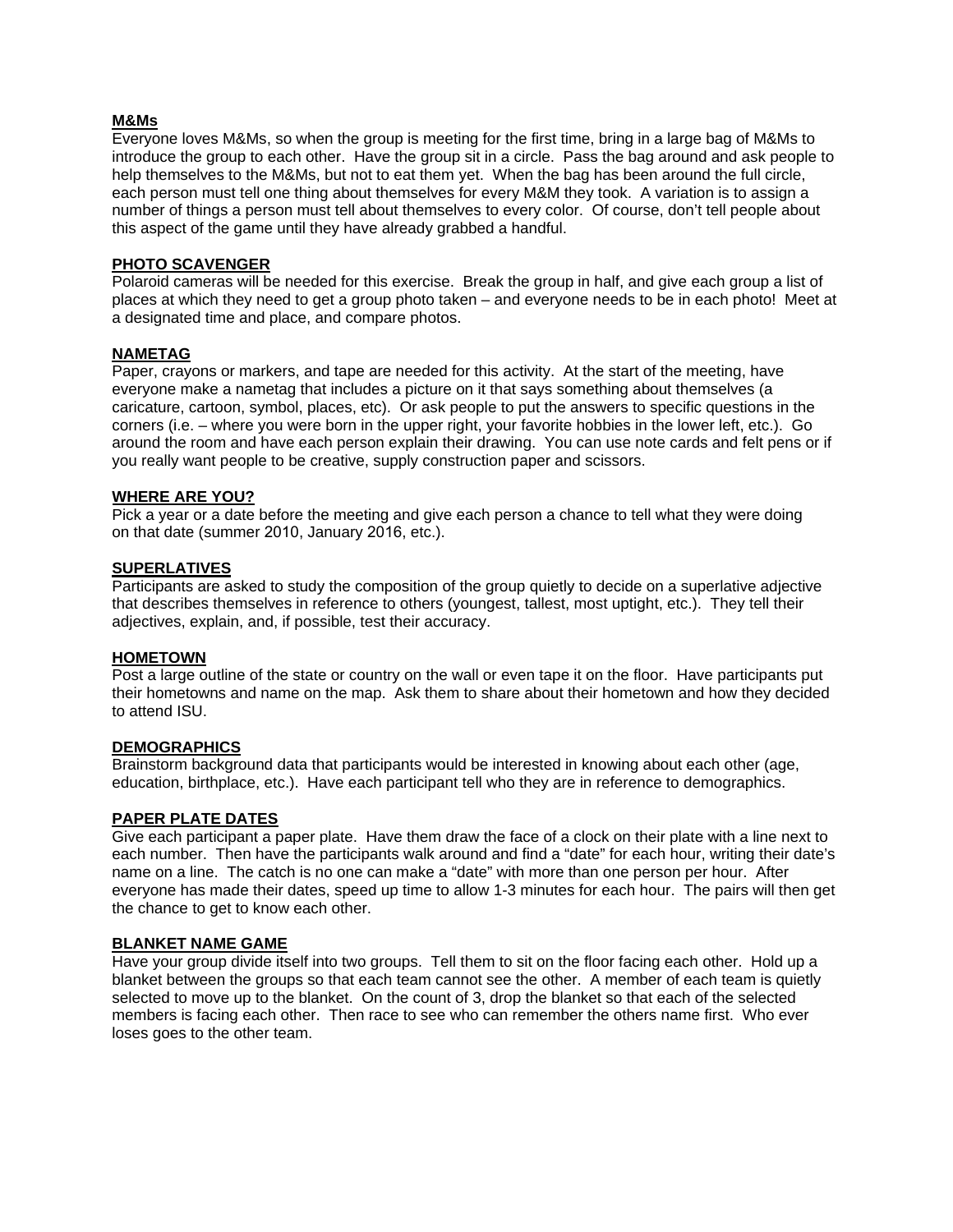**M&Ms**

Everyone loves M&Ms, so when the group is meeting for the first time, bring in a large bag of M&Ms to introduce the group to each other. Have the group sit in a circle. Pass the bag around and ask people to help themselves to the M&Ms, but not to eat them yet. When the bag has been around the full circle, each person must tell one thing about themselves for every M&M they took. A variation is to assign a number of things a person must tell about themselves to every color. Of course, don't tell people about this aspect of the game until they have already grabbed a handful.

**PHOTO SCAVENGER**

Polaroid cameras will be needed for this exercise. Break the group in half, and give each group a list of places at which they need to get a group photo taken – and everyone needs to be in each photo! Meet at a designated time and place, and compare photos.

**NAMETAG**

Paper, crayons or markers, and tape are needed for this activity. At the start of the meeting, have everyone make a nametag that includes a picture on it that says something about themselves (a caricature, cartoon, symbol, places, etc). Or ask people to put the answers to specific questions in the corners (i.e. – where you were born in the upper right, your favorite hobbies in the lower left, etc.). Go around the room and have each person explain their drawing. You can use note cards and felt pens or if you really want people to be creative, supply construction paper and scissors.

**WHERE ARE YOU?**

Pick a year or a date before the meeting and give each person a chance to tell what they were doing on that date (summer 2010, January 2016, etc.).

**SUPERLATIVES**

Participants are asked to study the composition of the group quietly to decide on a superlative adjective that describes themselves in reference to others (youngest, tallest, most uptight, etc.). They tell their adjectives, explain, and, if possible, test their accuracy.

**HOMETOWN**

Post a large outline of the state or country on the wall or even tape it on the floor. Have participants put their hometowns and name on the map. Ask them to share about their hometown and how they decided to attend ISU.

**DEMOGRAPHICS**

Brainstorm background data that participants would be interested in knowing about each other (age, education, birthplace, etc.). Have each participant tell who they are in reference to demographics.

**PAPER PLATE DATES**

Give each participant a paper plate. Have them draw the face of a clock on their plate with a line next to each number. Then have the participants walk around and find a "date" for each hour, writing their date's name on a line. The catch is no one can make a "date" with more than one person per hour. After everyone has made their dates, speed up time to allow 1-3 minutes for each hour. The pairs will then get the chance to get to know each other.

**BLANKET NAME GAME**

Have your group divide itself into two groups. Tell them to sit on the floor facing each other. Hold up a blanket between the groups so that each team cannot see the other. A member of each team is quietly selected to move up to the blanket. On the count of 3, drop the blanket so that each of the selected members is facing each other. Then race to see who can remember the others name first. Who ever loses goes to the other team.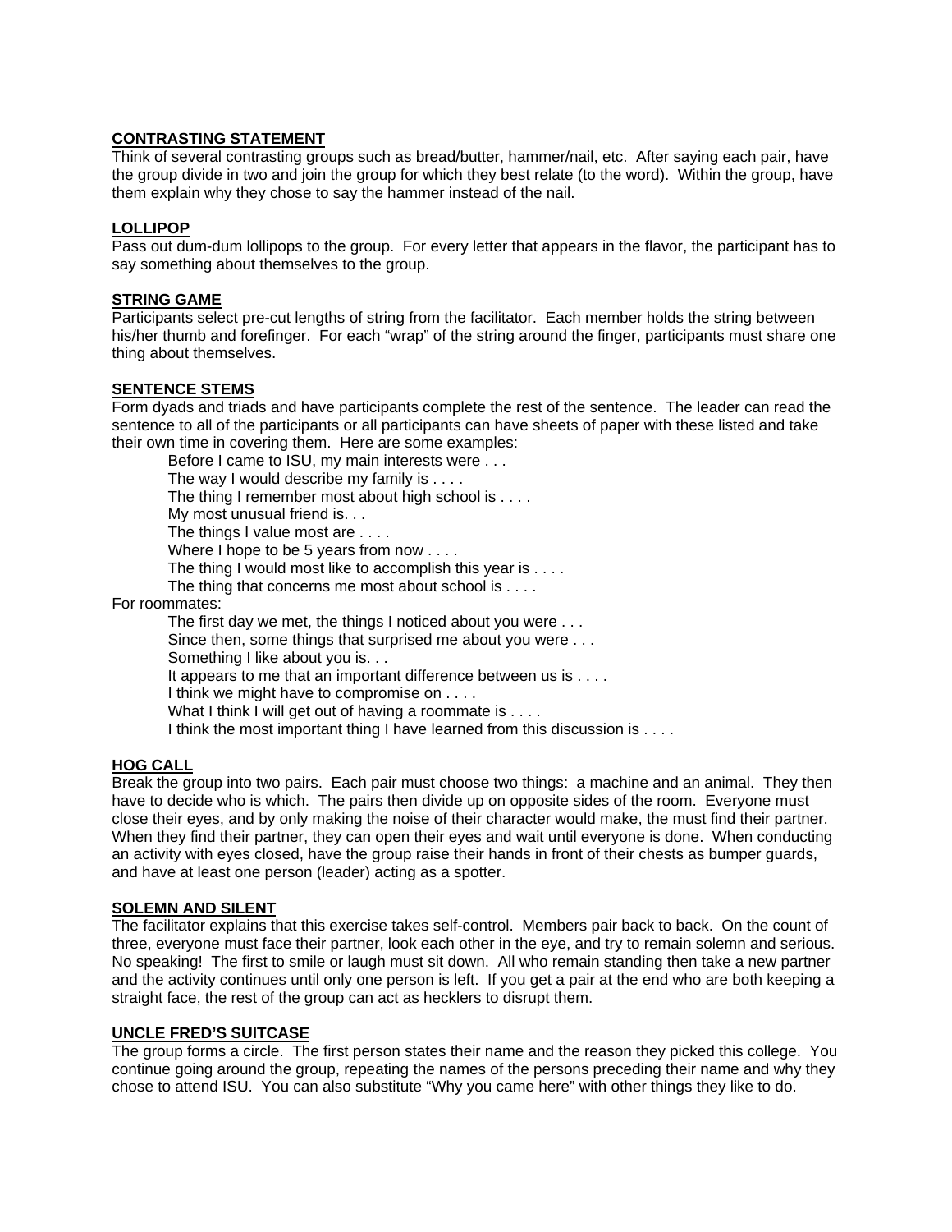**CONTRASTING STATEMENT**

Think of several contrasting groups such as bread/butter, hammer/nail, etc. After saying each pair, have the group divide in two and join the group for which they best relate (to the word). Within the group, have them explain why they chose to say the hammer instead of the nail.

**LOLLIPOP**

Pass out dum-dum lollipops to the group. For every letter that appears in the flavor, the participant has to say something about themselves to the group.

**STRING GAME**

Participants select pre-cut lengths of string from the facilitator. Each member holds the string between his/her thumb and forefinger. For each "wrap" of the string around the finger, participants must share one thing about themselves.

**SENTENCE STEMS**

Form dyads and triads and have participants complete the rest of the sentence. The leader can read the sentence to all of the participants or all participants can have sheets of paper with these listed and take their own time in covering them. Here are some examples:

> Before I came to ISU, my main interests were . . .
> The way I would describe my family is . . . .
> The thing I remember most about high school is . . . .
> My most unusual friend is. . .
> The things I value most are . . . .
> Where I hope to be 5 years from now . . . .
> The thing I would most like to accomplish this year is . . . .
> The thing that concerns me most about school is . . . .

For roommates:

> The first day we met, the things I noticed about you were . . .
> Since then, some things that surprised me about you were . . .
> Something I like about you is. . .
> It appears to me that an important difference between us is . . . .
> I think we might have to compromise on . . . .
> What I think I will get out of having a roommate is . . . .
> I think the most important thing I have learned from this discussion is . . . .

**HOG CALL**

Break the group into two pairs. Each pair must choose two things: a machine and an animal. They then have to decide who is which. The pairs then divide up on opposite sides of the room. Everyone must close their eyes, and by only making the noise of their character would make, the must find their partner. When they find their partner, they can open their eyes and wait until everyone is done. When conducting an activity with eyes closed, have the group raise their hands in front of their chests as bumper guards, and have at least one person (leader) acting as a spotter.

**SOLEMN AND SILENT**

The facilitator explains that this exercise takes self-control. Members pair back to back. On the count of three, everyone must face their partner, look each other in the eye, and try to remain solemn and serious. No speaking! The first to smile or laugh must sit down. All who remain standing then take a new partner and the activity continues until only one person is left. If you get a pair at the end who are both keeping a straight face, the rest of the group can act as hecklers to disrupt them.

**UNCLE FRED'S SUITCASE**

The group forms a circle. The first person states their name and the reason they picked this college. You continue going around the group, repeating the names of the persons preceding their name and why they chose to attend ISU. You can also substitute "Why you came here" with other things they like to do.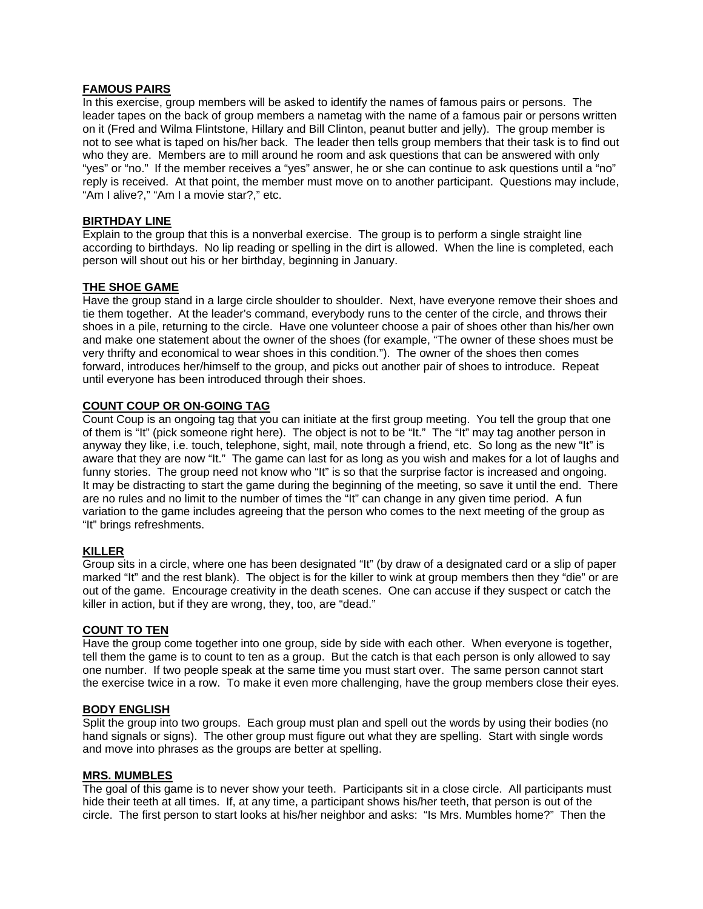**FAMOUS PAIRS**

In this exercise, group members will be asked to identify the names of famous pairs or persons. The leader tapes on the back of group members a nametag with the name of a famous pair or persons written on it (Fred and Wilma Flintstone, Hillary and Bill Clinton, peanut butter and jelly). The group member is not to see what is taped on his/her back. The leader then tells group members that their task is to find out who they are. Members are to mill around he room and ask questions that can be answered with only "yes" or "no." If the member receives a "yes" answer, he or she can continue to ask questions until a "no" reply is received. At that point, the member must move on to another participant. Questions may include, "Am I alive?," "Am I a movie star?," etc.

**BIRTHDAY LINE**

Explain to the group that this is a nonverbal exercise. The group is to perform a single straight line according to birthdays. No lip reading or spelling in the dirt is allowed. When the line is completed, each person will shout out his or her birthday, beginning in January.

**THE SHOE GAME**

Have the group stand in a large circle shoulder to shoulder. Next, have everyone remove their shoes and tie them together. At the leader's command, everybody runs to the center of the circle, and throws their shoes in a pile, returning to the circle. Have one volunteer choose a pair of shoes other than his/her own and make one statement about the owner of the shoes (for example, "The owner of these shoes must be very thrifty and economical to wear shoes in this condition."). The owner of the shoes then comes forward, introduces her/himself to the group, and picks out another pair of shoes to introduce. Repeat until everyone has been introduced through their shoes.

**COUNT COUP OR ON-GOING TAG**

Count Coup is an ongoing tag that you can initiate at the first group meeting. You tell the group that one of them is "It" (pick someone right here). The object is not to be "It." The "It" may tag another person in anyway they like, i.e. touch, telephone, sight, mail, note through a friend, etc. So long as the new "It" is aware that they are now "It." The game can last for as long as you wish and makes for a lot of laughs and funny stories. The group need not know who "It" is so that the surprise factor is increased and ongoing. It may be distracting to start the game during the beginning of the meeting, so save it until the end. There are no rules and no limit to the number of times the "It" can change in any given time period. A fun variation to the game includes agreeing that the person who comes to the next meeting of the group as "It" brings refreshments.

**KILLER**

Group sits in a circle, where one has been designated "It" (by draw of a designated card or a slip of paper marked "It" and the rest blank). The object is for the killer to wink at group members then they "die" or are out of the game. Encourage creativity in the death scenes. One can accuse if they suspect or catch the killer in action, but if they are wrong, they, too, are "dead."

**COUNT TO TEN**

Have the group come together into one group, side by side with each other. When everyone is together, tell them the game is to count to ten as a group. But the catch is that each person is only allowed to say one number. If two people speak at the same time you must start over. The same person cannot start the exercise twice in a row. To make it even more challenging, have the group members close their eyes.

**BODY ENGLISH**

Split the group into two groups. Each group must plan and spell out the words by using their bodies (no hand signals or signs). The other group must figure out what they are spelling. Start with single words and move into phrases as the groups are better at spelling.

**MRS. MUMBLES**

The goal of this game is to never show your teeth. Participants sit in a close circle. All participants must hide their teeth at all times. If, at any time, a participant shows his/her teeth, that person is out of the circle. The first person to start looks at his/her neighbor and asks: "Is Mrs. Mumbles home?" Then the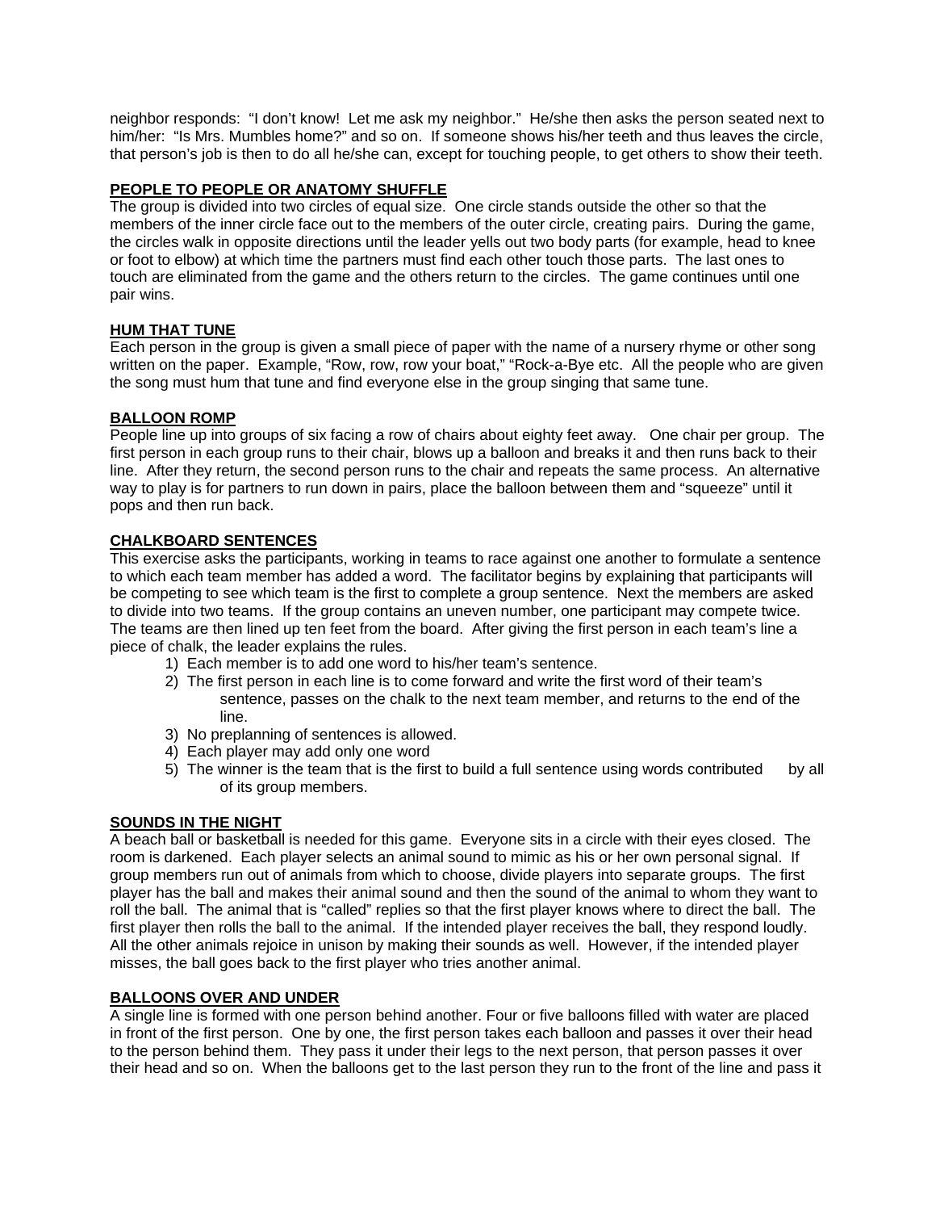neighbor responds: "I don't know! Let me ask my neighbor." He/she then asks the person seated next to him/her: "Is Mrs. Mumbles home?" and so on. If someone shows his/her teeth and thus leaves the circle, that person's job is then to do all he/she can, except for touching people, to get others to show their teeth.

## PEOPLE TO PEOPLE OR ANATOMY SHUFFLE

The group is divided into two circles of equal size. One circle stands outside the other so that the members of the inner circle face out to the members of the outer circle, creating pairs. During the game, the circles walk in opposite directions until the leader yells out two body parts (for example, head to knee or foot to elbow) at which time the partners must find each other touch those parts. The last ones to touch are eliminated from the game and the others return to the circles. The game continues until one pair wins.

## HUM THAT TUNE

Each person in the group is given a small piece of paper with the name of a nursery rhyme or other song written on the paper. Example, "Row, row, row your boat," "Rock-a-Bye etc. All the people who are given the song must hum that tune and find everyone else in the group singing that same tune.

## BALLOON ROMP

People line up into groups of six facing a row of chairs about eighty feet away. One chair per group. The first person in each group runs to their chair, blows up a balloon and breaks it and then runs back to their line. After they return, the second person runs to the chair and repeats the same process. An alternative way to play is for partners to run down in pairs, place the balloon between them and "squeeze" until it pops and then run back.

## CHALKBOARD SENTENCES

This exercise asks the participants, working in teams to race against one another to formulate a sentence to which each team member has added a word. The facilitator begins by explaining that participants will be competing to see which team is the first to complete a group sentence. Next the members are asked to divide into two teams. If the group contains an uneven number, one participant may compete twice. The teams are then lined up ten feet from the board. After giving the first person in each team's line a piece of chalk, the leader explains the rules.

1) Each member is to add one word to his/her team's sentence.
2) The first person in each line is to come forward and write the first word of their team's sentence, passes on the chalk to the next team member, and returns to the end of the line.
3) No preplanning of sentences is allowed.
4) Each player may add only one word
5) The winner is the team that is the first to build a full sentence using words contributed by all of its group members.

## SOUNDS IN THE NIGHT

A beach ball or basketball is needed for this game. Everyone sits in a circle with their eyes closed. The room is darkened. Each player selects an animal sound to mimic as his or her own personal signal. If group members run out of animals from which to choose, divide players into separate groups. The first player has the ball and makes their animal sound and then the sound of the animal to whom they want to roll the ball. The animal that is "called" replies so that the first player knows where to direct the ball. The first player then rolls the ball to the animal. If the intended player receives the ball, they respond loudly. All the other animals rejoice in unison by making their sounds as well. However, if the intended player misses, the ball goes back to the first player who tries another animal.

## BALLOONS OVER AND UNDER

A single line is formed with one person behind another. Four or five balloons filled with water are placed in front of the first person. One by one, the first person takes each balloon and passes it over their head to the person behind them. They pass it under their legs to the next person, that person passes it over their head and so on. When the balloons get to the last person they run to the front of the line and pass it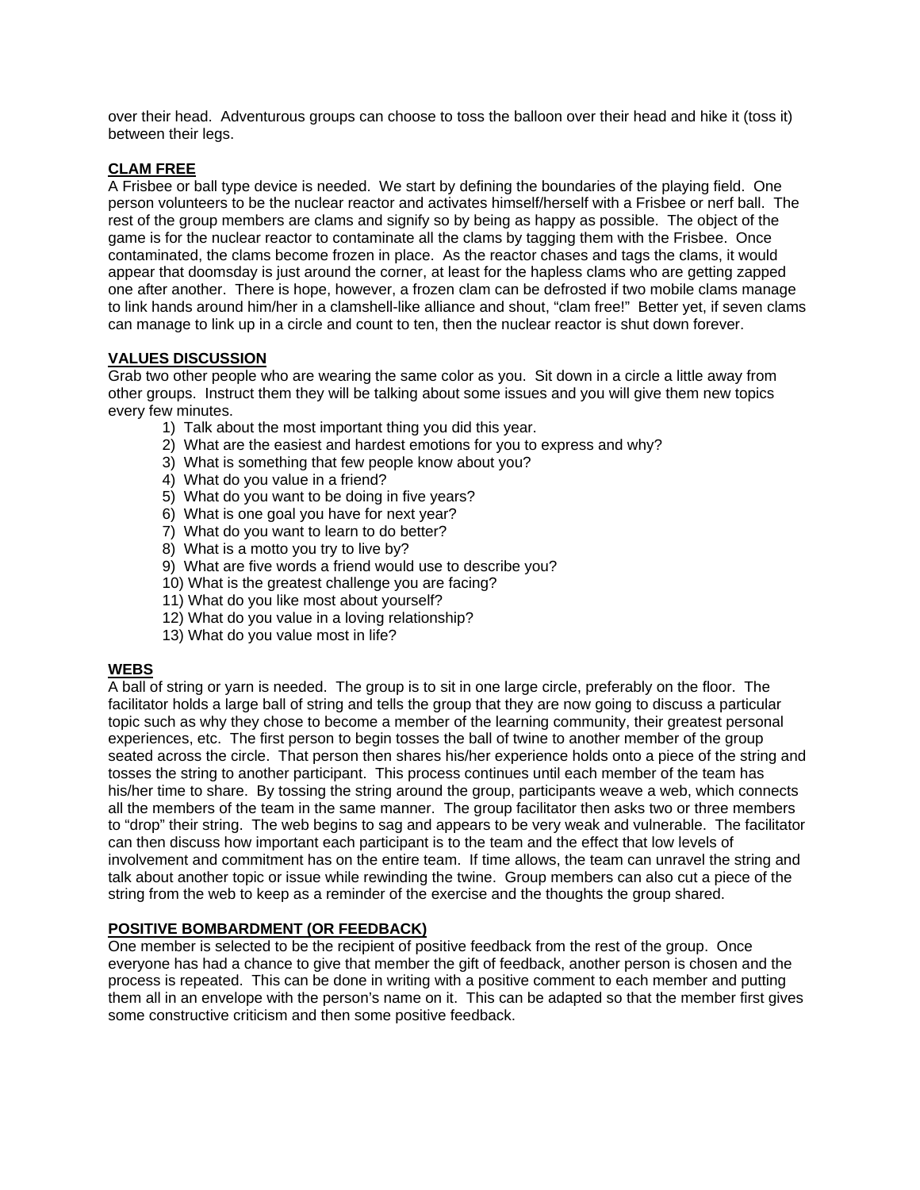over their head. Adventurous groups can choose to toss the balloon over their head and hike it (toss it) between their legs.

**CLAM FREE**

A Frisbee or ball type device is needed. We start by defining the boundaries of the playing field. One person volunteers to be the nuclear reactor and activates himself/herself with a Frisbee or nerf ball. The rest of the group members are clams and signify so by being as happy as possible. The object of the game is for the nuclear reactor to contaminate all the clams by tagging them with the Frisbee. Once contaminated, the clams become frozen in place. As the reactor chases and tags the clams, it would appear that doomsday is just around the corner, at least for the hapless clams who are getting zapped one after another. There is hope, however, a frozen clam can be defrosted if two mobile clams manage to link hands around him/her in a clamshell-like alliance and shout, "clam free!" Better yet, if seven clams can manage to link up in a circle and count to ten, then the nuclear reactor is shut down forever.

**VALUES DISCUSSION**

Grab two other people who are wearing the same color as you. Sit down in a circle a little away from other groups. Instruct them they will be talking about some issues and you will give them new topics every few minutes.

1) Talk about the most important thing you did this year.
2) What are the easiest and hardest emotions for you to express and why?
3) What is something that few people know about you?
4) What do you value in a friend?
5) What do you want to be doing in five years?
6) What is one goal you have for next year?
7) What do you want to learn to do better?
8) What is a motto you try to live by?
9) What are five words a friend would use to describe you?
10) What is the greatest challenge you are facing?
11) What do you like most about yourself?
12) What do you value in a loving relationship?
13) What do you value most in life?

**WEBS**

A ball of string or yarn is needed. The group is to sit in one large circle, preferably on the floor. The facilitator holds a large ball of string and tells the group that they are now going to discuss a particular topic such as why they chose to become a member of the learning community, their greatest personal experiences, etc. The first person to begin tosses the ball of twine to another member of the group seated across the circle. That person then shares his/her experience holds onto a piece of the string and tosses the string to another participant. This process continues until each member of the team has his/her time to share. By tossing the string around the group, participants weave a web, which connects all the members of the team in the same manner. The group facilitator then asks two or three members to "drop" their string. The web begins to sag and appears to be very weak and vulnerable. The facilitator can then discuss how important each participant is to the team and the effect that low levels of involvement and commitment has on the entire team. If time allows, the team can unravel the string and talk about another topic or issue while rewinding the twine. Group members can also cut a piece of the string from the web to keep as a reminder of the exercise and the thoughts the group shared.

**POSITIVE BOMBARDMENT (OR FEEDBACK)**

One member is selected to be the recipient of positive feedback from the rest of the group. Once everyone has had a chance to give that member the gift of feedback, another person is chosen and the process is repeated. This can be done in writing with a positive comment to each member and putting them all in an envelope with the person's name on it. This can be adapted so that the member first gives some constructive criticism and then some positive feedback.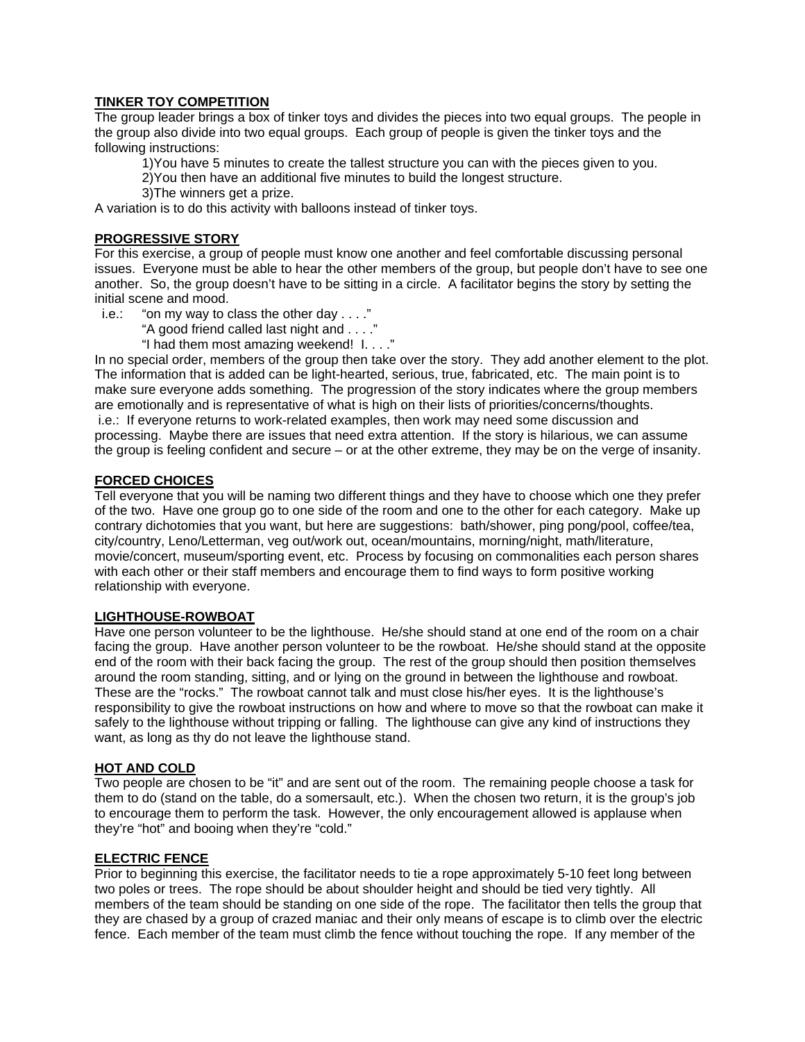**TINKER TOY COMPETITION**

The group leader brings a box of tinker toys and divides the pieces into two equal groups. The people in the group also divide into two equal groups. Each group of people is given the tinker toys and the following instructions:

1)You have 5 minutes to create the tallest structure you can with the pieces given to you.
2)You then have an additional five minutes to build the longest structure.
3)The winners get a prize.

A variation is to do this activity with balloons instead of tinker toys.

**PROGRESSIVE STORY**

For this exercise, a group of people must know one another and feel comfortable discussing personal issues. Everyone must be able to hear the other members of the group, but people don't have to see one another. So, the group doesn't have to be sitting in a circle. A facilitator begins the story by setting the initial scene and mood.

i.e.: "on my way to class the other day . . . ."
"A good friend called last night and . . . ."
"I had them most amazing weekend! I. . . ."

In no special order, members of the group then take over the story. They add another element to the plot. The information that is added can be light-hearted, serious, true, fabricated, etc. The main point is to make sure everyone adds something. The progression of the story indicates where the group members are emotionally and is representative of what is high on their lists of priorities/concerns/thoughts.
i.e.: If everyone returns to work-related examples, then work may need some discussion and processing. Maybe there are issues that need extra attention. If the story is hilarious, we can assume the group is feeling confident and secure – or at the other extreme, they may be on the verge of insanity.

**FORCED CHOICES**

Tell everyone that you will be naming two different things and they have to choose which one they prefer of the two. Have one group go to one side of the room and one to the other for each category. Make up contrary dichotomies that you want, but here are suggestions: bath/shower, ping pong/pool, coffee/tea, city/country, Leno/Letterman, veg out/work out, ocean/mountains, morning/night, math/literature, movie/concert, museum/sporting event, etc. Process by focusing on commonalities each person shares with each other or their staff members and encourage them to find ways to form positive working relationship with everyone.

**LIGHTHOUSE-ROWBOAT**

Have one person volunteer to be the lighthouse. He/she should stand at one end of the room on a chair facing the group. Have another person volunteer to be the rowboat. He/she should stand at the opposite end of the room with their back facing the group. The rest of the group should then position themselves around the room standing, sitting, and or lying on the ground in between the lighthouse and rowboat. These are the "rocks." The rowboat cannot talk and must close his/her eyes. It is the lighthouse's responsibility to give the rowboat instructions on how and where to move so that the rowboat can make it safely to the lighthouse without tripping or falling. The lighthouse can give any kind of instructions they want, as long as thy do not leave the lighthouse stand.

**HOT AND COLD**

Two people are chosen to be "it" and are sent out of the room. The remaining people choose a task for them to do (stand on the table, do a somersault, etc.). When the chosen two return, it is the group's job to encourage them to perform the task. However, the only encouragement allowed is applause when they're "hot" and booing when they're "cold."

**ELECTRIC FENCE**

Prior to beginning this exercise, the facilitator needs to tie a rope approximately 5-10 feet long between two poles or trees. The rope should be about shoulder height and should be tied very tightly. All members of the team should be standing on one side of the rope. The facilitator then tells the group that they are chased by a group of crazed maniac and their only means of escape is to climb over the electric fence. Each member of the team must climb the fence without touching the rope. If any member of the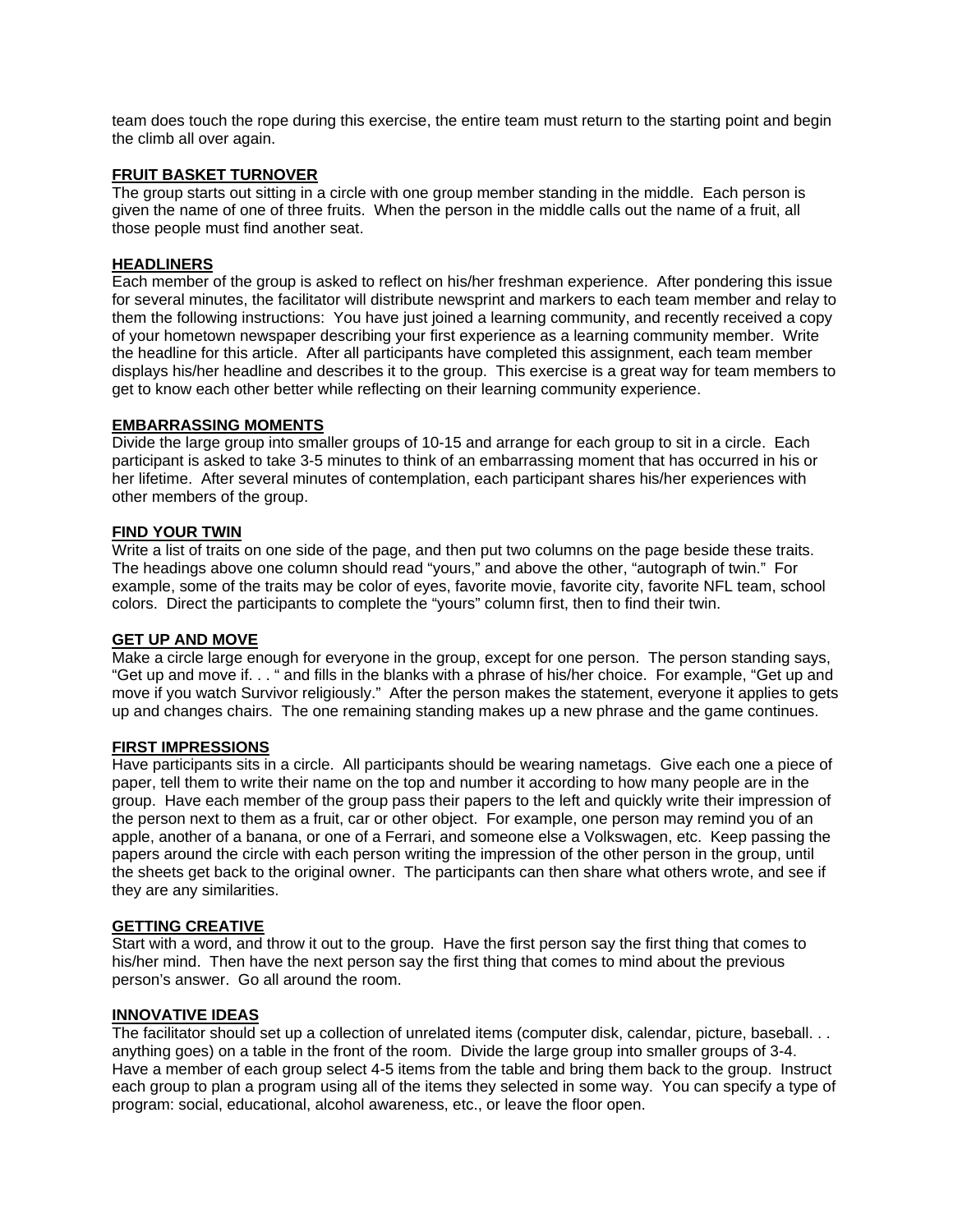team does touch the rope during this exercise, the entire team must return to the starting point and begin the climb all over again.

**FRUIT BASKET TURNOVER**

The group starts out sitting in a circle with one group member standing in the middle. Each person is given the name of one of three fruits. When the person in the middle calls out the name of a fruit, all those people must find another seat.

**HEADLINERS**

Each member of the group is asked to reflect on his/her freshman experience. After pondering this issue for several minutes, the facilitator will distribute newsprint and markers to each team member and relay to them the following instructions: You have just joined a learning community, and recently received a copy of your hometown newspaper describing your first experience as a learning community member. Write the headline for this article. After all participants have completed this assignment, each team member displays his/her headline and describes it to the group. This exercise is a great way for team members to get to know each other better while reflecting on their learning community experience.

**EMBARRASSING MOMENTS**

Divide the large group into smaller groups of 10-15 and arrange for each group to sit in a circle. Each participant is asked to take 3-5 minutes to think of an embarrassing moment that has occurred in his or her lifetime. After several minutes of contemplation, each participant shares his/her experiences with other members of the group.

**FIND YOUR TWIN**

Write a list of traits on one side of the page, and then put two columns on the page beside these traits. The headings above one column should read "yours," and above the other, "autograph of twin." For example, some of the traits may be color of eyes, favorite movie, favorite city, favorite NFL team, school colors. Direct the participants to complete the "yours" column first, then to find their twin.

**GET UP AND MOVE**

Make a circle large enough for everyone in the group, except for one person. The person standing says, "Get up and move if. . . " and fills in the blanks with a phrase of his/her choice. For example, "Get up and move if you watch Survivor religiously." After the person makes the statement, everyone it applies to gets up and changes chairs. The one remaining standing makes up a new phrase and the game continues.

**FIRST IMPRESSIONS**

Have participants sits in a circle. All participants should be wearing nametags. Give each one a piece of paper, tell them to write their name on the top and number it according to how many people are in the group. Have each member of the group pass their papers to the left and quickly write their impression of the person next to them as a fruit, car or other object. For example, one person may remind you of an apple, another of a banana, or one of a Ferrari, and someone else a Volkswagen, etc. Keep passing the papers around the circle with each person writing the impression of the other person in the group, until the sheets get back to the original owner. The participants can then share what others wrote, and see if they are any similarities.

**GETTING CREATIVE**

Start with a word, and throw it out to the group. Have the first person say the first thing that comes to his/her mind. Then have the next person say the first thing that comes to mind about the previous person's answer. Go all around the room.

**INNOVATIVE IDEAS**

The facilitator should set up a collection of unrelated items (computer disk, calendar, picture, baseball. . . anything goes) on a table in the front of the room. Divide the large group into smaller groups of 3-4. Have a member of each group select 4-5 items from the table and bring them back to the group. Instruct each group to plan a program using all of the items they selected in some way. You can specify a type of program: social, educational, alcohol awareness, etc., or leave the floor open.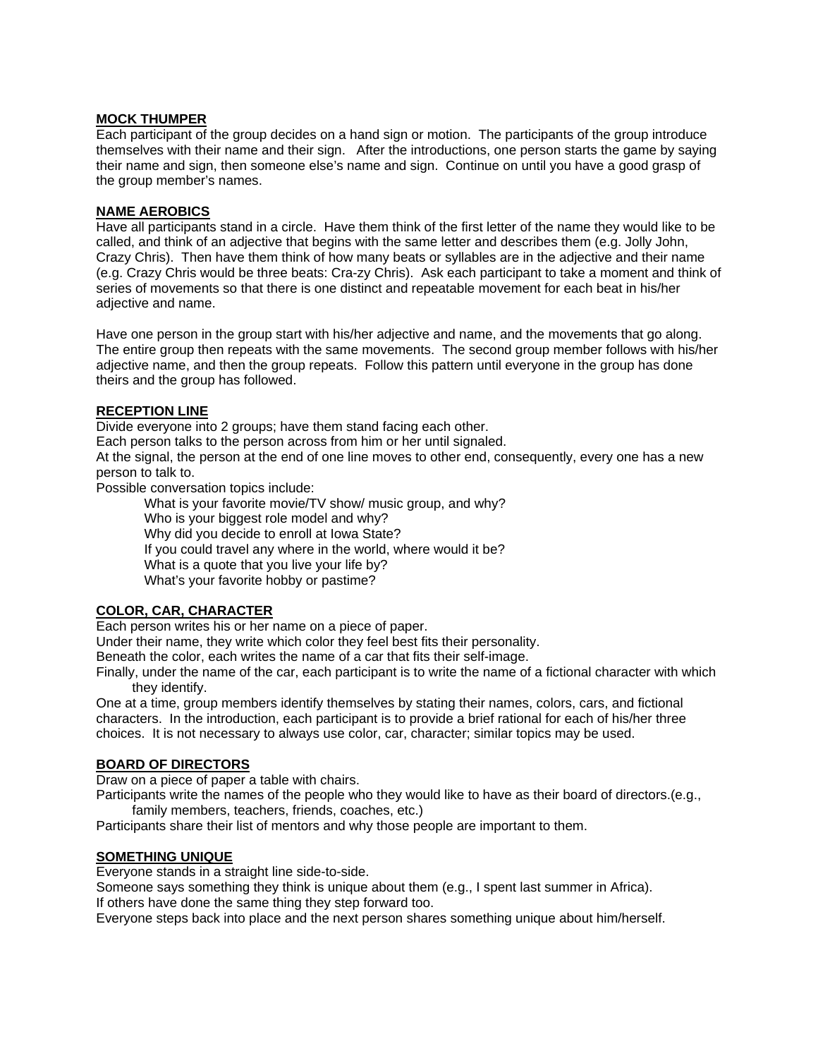**MOCK THUMPER**

Each participant of the group decides on a hand sign or motion. The participants of the group introduce themselves with their name and their sign. After the introductions, one person starts the game by saying their name and sign, then someone else's name and sign. Continue on until you have a good grasp of the group member's names.

**NAME AEROBICS**

Have all participants stand in a circle. Have them think of the first letter of the name they would like to be called, and think of an adjective that begins with the same letter and describes them (e.g. Jolly John, Crazy Chris). Then have them think of how many beats or syllables are in the adjective and their name (e.g. Crazy Chris would be three beats: Cra-zy Chris). Ask each participant to take a moment and think of series of movements so that there is one distinct and repeatable movement for each beat in his/her adjective and name.

Have one person in the group start with his/her adjective and name, and the movements that go along. The entire group then repeats with the same movements. The second group member follows with his/her adjective name, and then the group repeats. Follow this pattern until everyone in the group has done theirs and the group has followed.

**RECEPTION LINE**

Divide everyone into 2 groups; have them stand facing each other.
Each person talks to the person across from him or her until signaled.
At the signal, the person at the end of one line moves to other end, consequently, every one has a new person to talk to.
Possible conversation topics include:

- What is your favorite movie/TV show/ music group, and why?
- Who is your biggest role model and why?
- Why did you decide to enroll at Iowa State?
- If you could travel any where in the world, where would it be?
- What is a quote that you live your life by?
- What's your favorite hobby or pastime?

**COLOR, CAR, CHARACTER**

Each person writes his or her name on a piece of paper.
Under their name, they write which color they feel best fits their personality.
Beneath the color, each writes the name of a car that fits their self-image.
Finally, under the name of the car, each participant is to write the name of a fictional character with which they identify.
One at a time, group members identify themselves by stating their names, colors, cars, and fictional characters. In the introduction, each participant is to provide a brief rational for each of his/her three choices. It is not necessary to always use color, car, character; similar topics may be used.

**BOARD OF DIRECTORS**

Draw on a piece of paper a table with chairs.
Participants write the names of the people who they would like to have as their board of directors.(e.g., family members, teachers, friends, coaches, etc.)
Participants share their list of mentors and why those people are important to them.

**SOMETHING UNIQUE**

Everyone stands in a straight line side-to-side.
Someone says something they think is unique about them (e.g., I spent last summer in Africa).
If others have done the same thing they step forward too.
Everyone steps back into place and the next person shares something unique about him/herself.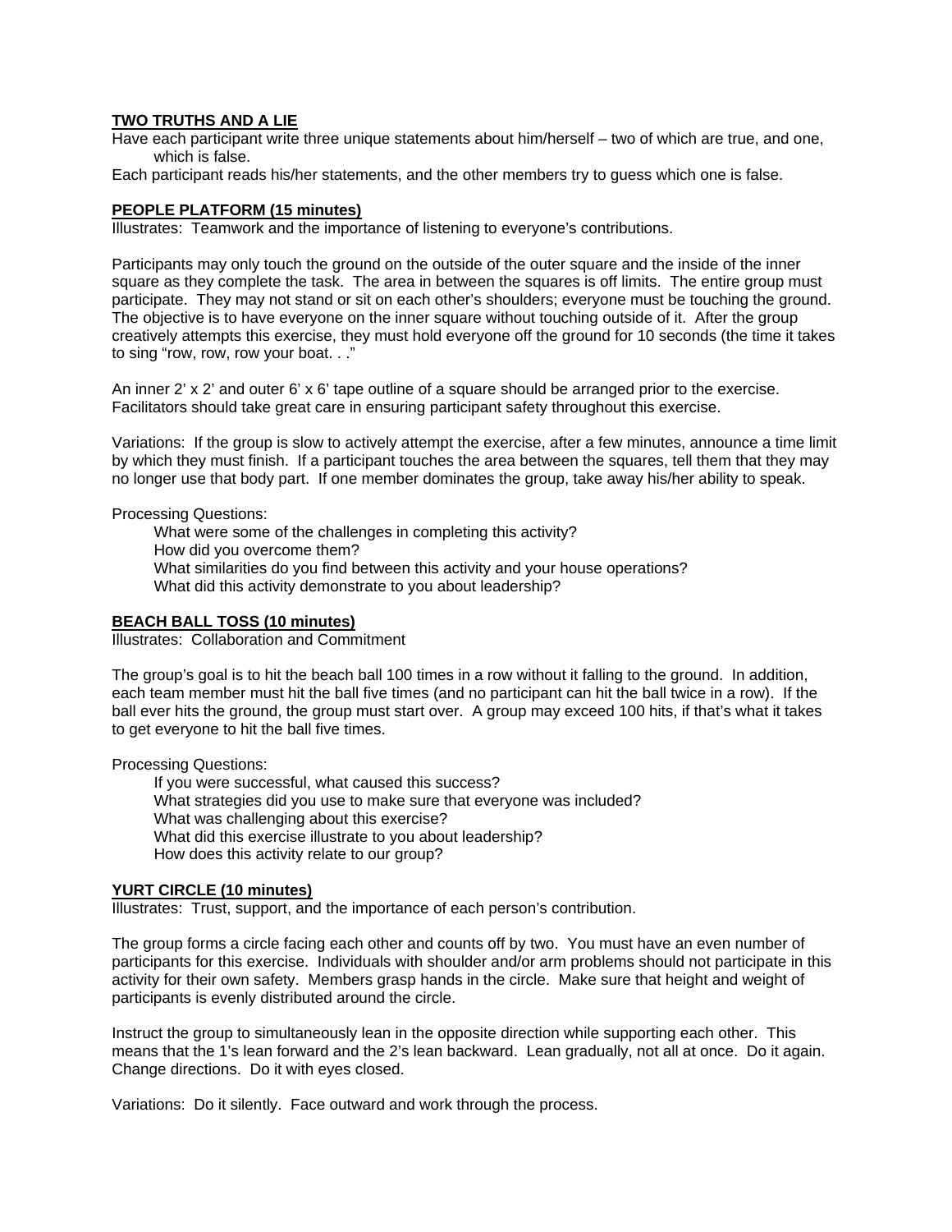**TWO TRUTHS AND A LIE**

Have each participant write three unique statements about him/herself – two of which are true, and one, which is false.

Each participant reads his/her statements, and the other members try to guess which one is false.

**PEOPLE PLATFORM (15 minutes)**

Illustrates: Teamwork and the importance of listening to everyone's contributions.

Participants may only touch the ground on the outside of the outer square and the inside of the inner square as they complete the task. The area in between the squares is off limits. The entire group must participate. They may not stand or sit on each other's shoulders; everyone must be touching the ground. The objective is to have everyone on the inner square without touching outside of it. After the group creatively attempts this exercise, they must hold everyone off the ground for 10 seconds (the time it takes to sing "row, row, row your boat. . ."

An inner 2' x 2' and outer 6' x 6' tape outline of a square should be arranged prior to the exercise. Facilitators should take great care in ensuring participant safety throughout this exercise.

Variations: If the group is slow to actively attempt the exercise, after a few minutes, announce a time limit by which they must finish. If a participant touches the area between the squares, tell them that they may no longer use that body part. If one member dominates the group, take away his/her ability to speak.

Processing Questions:

- What were some of the challenges in completing this activity?
- How did you overcome them?
- What similarities do you find between this activity and your house operations?
- What did this activity demonstrate to you about leadership?

**BEACH BALL TOSS (10 minutes)**

Illustrates: Collaboration and Commitment

The group's goal is to hit the beach ball 100 times in a row without it falling to the ground. In addition, each team member must hit the ball five times (and no participant can hit the ball twice in a row). If the ball ever hits the ground, the group must start over. A group may exceed 100 hits, if that's what it takes to get everyone to hit the ball five times.

Processing Questions:

- If you were successful, what caused this success?
- What strategies did you use to make sure that everyone was included?
- What was challenging about this exercise?
- What did this exercise illustrate to you about leadership?
- How does this activity relate to our group?

**YURT CIRCLE (10 minutes)**

Illustrates: Trust, support, and the importance of each person's contribution.

The group forms a circle facing each other and counts off by two. You must have an even number of participants for this exercise. Individuals with shoulder and/or arm problems should not participate in this activity for their own safety. Members grasp hands in the circle. Make sure that height and weight of participants is evenly distributed around the circle.

Instruct the group to simultaneously lean in the opposite direction while supporting each other. This means that the 1's lean forward and the 2's lean backward. Lean gradually, not all at once. Do it again. Change directions. Do it with eyes closed.

Variations: Do it silently. Face outward and work through the process.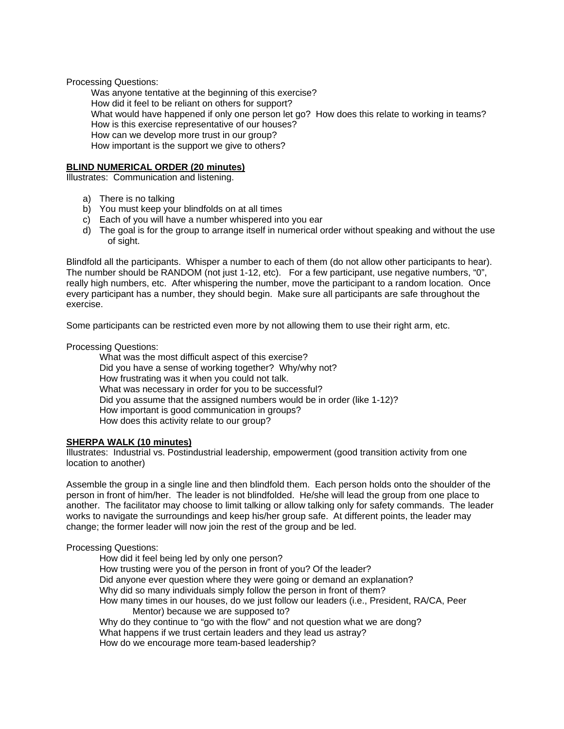Processing Questions:

- Was anyone tentative at the beginning of this exercise?
- How did it feel to be reliant on others for support?
- What would have happened if only one person let go? How does this relate to working in teams?
- How is this exercise representative of our houses?
- How can we develop more trust in our group?
- How important is the support we give to others?

**BLIND NUMERICAL ORDER (20 minutes)**

Illustrates: Communication and listening.

a) There is no talking
b) You must keep your blindfolds on at all times
c) Each of you will have a number whispered into you ear
d) The goal is for the group to arrange itself in numerical order without speaking and without the use of sight.

Blindfold all the participants. Whisper a number to each of them (do not allow other participants to hear). The number should be RANDOM (not just 1-12, etc). For a few participant, use negative numbers, "0", really high numbers, etc. After whispering the number, move the participant to a random location. Once every participant has a number, they should begin. Make sure all participants are safe throughout the exercise.

Some participants can be restricted even more by not allowing them to use their right arm, etc.

Processing Questions:

- What was the most difficult aspect of this exercise?
- Did you have a sense of working together? Why/why not?
- How frustrating was it when you could not talk.
- What was necessary in order for you to be successful?
- Did you assume that the assigned numbers would be in order (like 1-12)?
- How important is good communication in groups?
- How does this activity relate to our group?

**SHERPA WALK (10 minutes)**

Illustrates: Industrial vs. Postindustrial leadership, empowerment (good transition activity from one location to another)

Assemble the group in a single line and then blindfold them. Each person holds onto the shoulder of the person in front of him/her. The leader is not blindfolded. He/she will lead the group from one place to another. The facilitator may choose to limit talking or allow talking only for safety commands. The leader works to navigate the surroundings and keep his/her group safe. At different points, the leader may change; the former leader will now join the rest of the group and be led.

Processing Questions:

- How did it feel being led by only one person?
- How trusting were you of the person in front of you? Of the leader?
- Did anyone ever question where they were going or demand an explanation?
- Why did so many individuals simply follow the person in front of them?
- How many times in our houses, do we just follow our leaders (i.e., President, RA/CA, Peer Mentor) because we are supposed to?
- Why do they continue to "go with the flow" and not question what we are dong?
- What happens if we trust certain leaders and they lead us astray?
- How do we encourage more team-based leadership?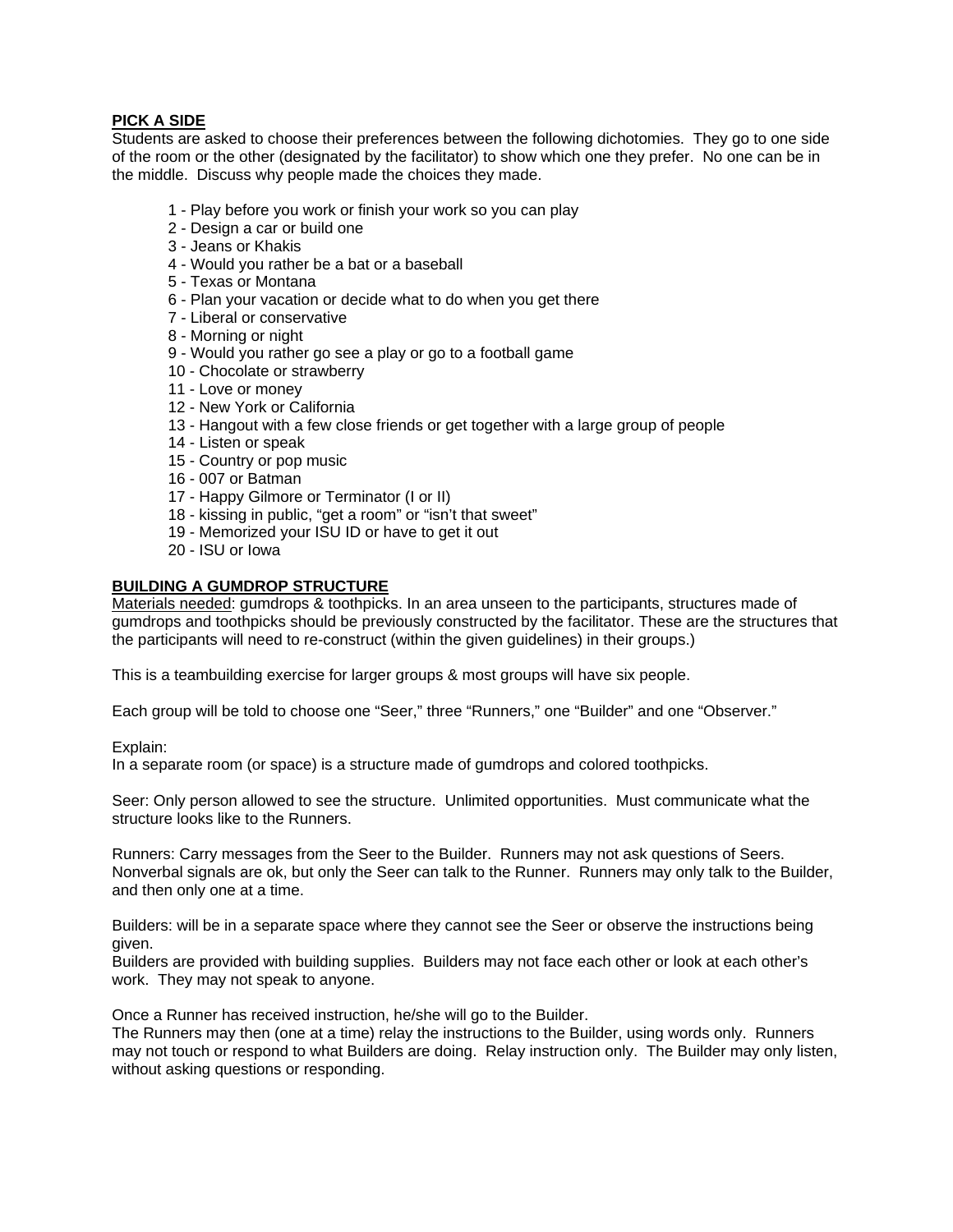**PICK A SIDE**

Students are asked to choose their preferences between the following dichotomies. They go to one side of the room or the other (designated by the facilitator) to show which one they prefer. No one can be in the middle. Discuss why people made the choices they made.

1 - Play before you work or finish your work so you can play
2 - Design a car or build one
3 - Jeans or Khakis
4 - Would you rather be a bat or a baseball
5 - Texas or Montana
6 - Plan your vacation or decide what to do when you get there
7 - Liberal or conservative
8 - Morning or night
9 - Would you rather go see a play or go to a football game
10 - Chocolate or strawberry
11 - Love or money
12 - New York or California
13 - Hangout with a few close friends or get together with a large group of people
14 - Listen or speak
15 - Country or pop music
16 - 007 or Batman
17 - Happy Gilmore or Terminator (I or II)
18 - kissing in public, "get a room" or "isn't that sweet"
19 - Memorized your ISU ID or have to get it out
20 - ISU or Iowa

**BUILDING A GUMDROP STRUCTURE**

Materials needed: gumdrops & toothpicks. In an area unseen to the participants, structures made of gumdrops and toothpicks should be previously constructed by the facilitator. These are the structures that the participants will need to re-construct (within the given guidelines) in their groups.)

This is a teambuilding exercise for larger groups & most groups will have six people.

Each group will be told to choose one "Seer," three "Runners," one "Builder" and one "Observer."

Explain:
In a separate room (or space) is a structure made of gumdrops and colored toothpicks.

Seer: Only person allowed to see the structure. Unlimited opportunities. Must communicate what the structure looks like to the Runners.

Runners: Carry messages from the Seer to the Builder. Runners may not ask questions of Seers. Nonverbal signals are ok, but only the Seer can talk to the Runner. Runners may only talk to the Builder, and then only one at a time.

Builders: will be in a separate space where they cannot see the Seer or observe the instructions being given.
Builders are provided with building supplies. Builders may not face each other or look at each other's work. They may not speak to anyone.

Once a Runner has received instruction, he/she will go to the Builder.
The Runners may then (one at a time) relay the instructions to the Builder, using words only. Runners may not touch or respond to what Builders are doing. Relay instruction only. The Builder may only listen, without asking questions or responding.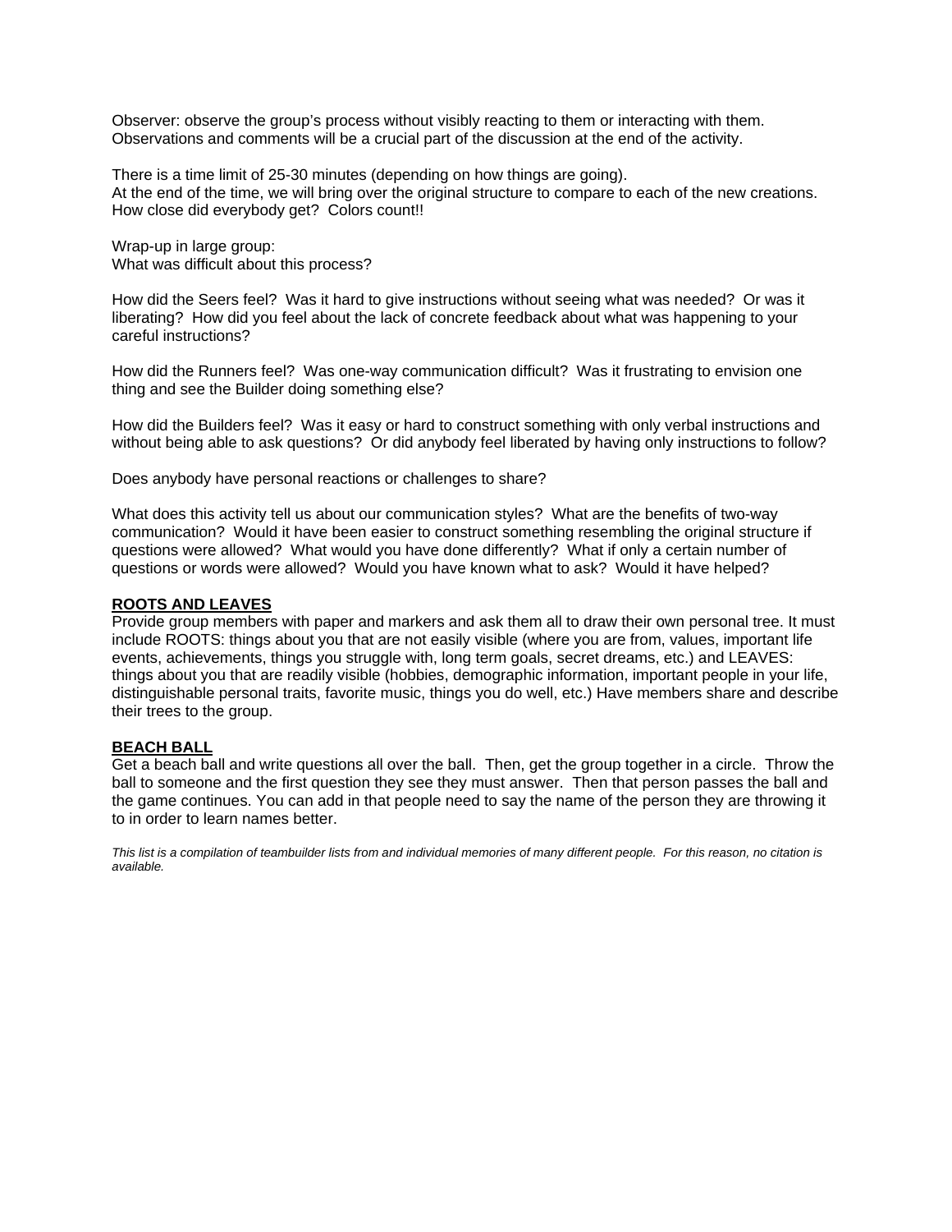Observer: observe the group's process without visibly reacting to them or interacting with them. Observations and comments will be a crucial part of the discussion at the end of the activity.

There is a time limit of 25-30 minutes (depending on how things are going).
At the end of the time, we will bring over the original structure to compare to each of the new creations. How close did everybody get? Colors count!!

Wrap-up in large group:
What was difficult about this process?

How did the Seers feel? Was it hard to give instructions without seeing what was needed? Or was it liberating? How did you feel about the lack of concrete feedback about what was happening to your careful instructions?

How did the Runners feel? Was one-way communication difficult? Was it frustrating to envision one thing and see the Builder doing something else?

How did the Builders feel? Was it easy or hard to construct something with only verbal instructions and without being able to ask questions? Or did anybody feel liberated by having only instructions to follow?

Does anybody have personal reactions or challenges to share?

What does this activity tell us about our communication styles? What are the benefits of two-way communication? Would it have been easier to construct something resembling the original structure if questions were allowed? What would you have done differently? What if only a certain number of questions or words were allowed? Would you have known what to ask? Would it have helped?

**ROOTS AND LEAVES**
Provide group members with paper and markers and ask them all to draw their own personal tree. It must include ROOTS: things about you that are not easily visible (where you are from, values, important life events, achievements, things you struggle with, long term goals, secret dreams, etc.) and LEAVES: things about you that are readily visible (hobbies, demographic information, important people in your life, distinguishable personal traits, favorite music, things you do well, etc.) Have members share and describe their trees to the group.

**BEACH BALL**
Get a beach ball and write questions all over the ball. Then, get the group together in a circle. Throw the ball to someone and the first question they see they must answer. Then that person passes the ball and the game continues. You can add in that people need to say the name of the person they are throwing it to in order to learn names better.

*This list is a compilation of teambuilder lists from and individual memories of many different people. For this reason, no citation is available.*